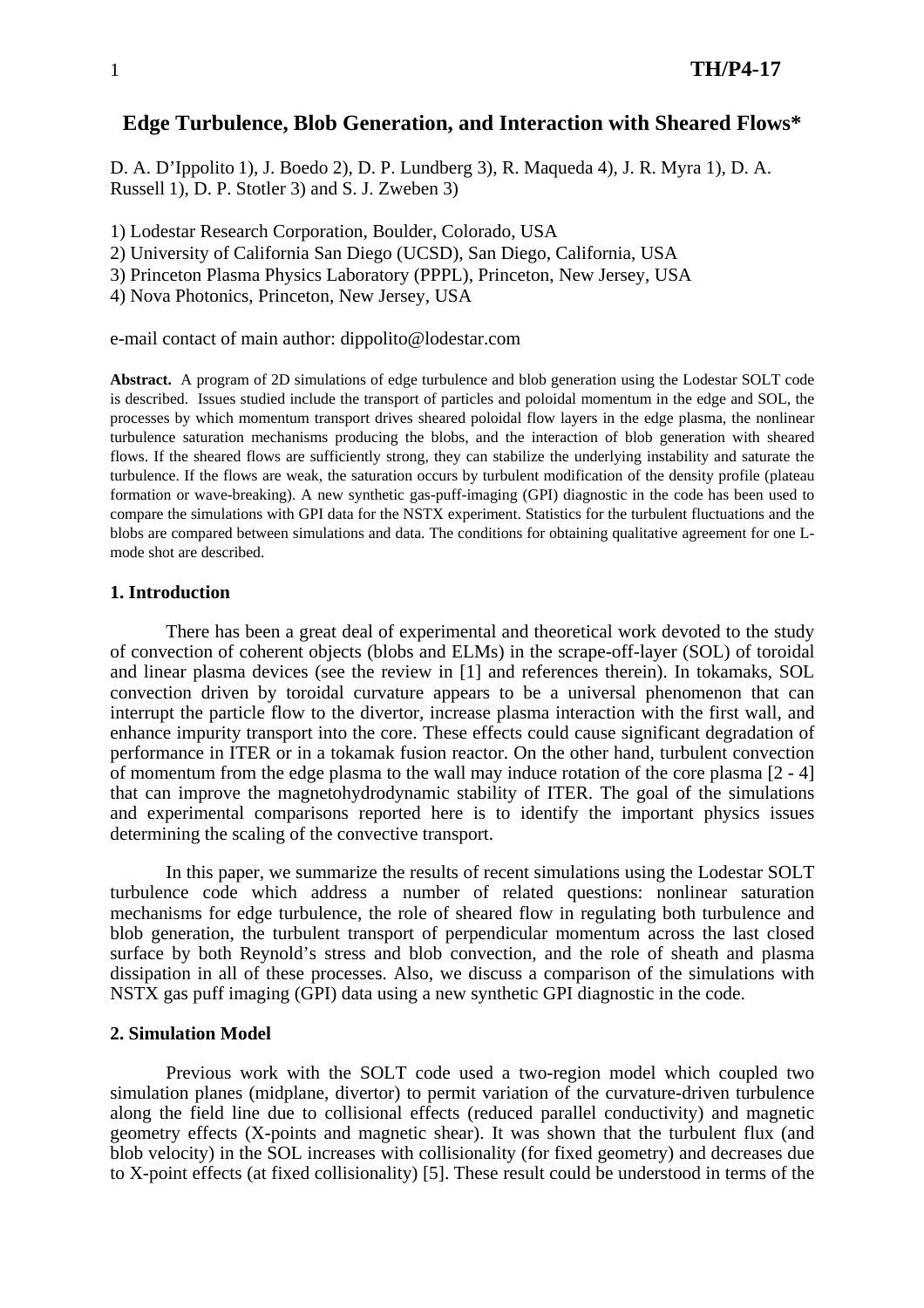# Edge Turbulence, Blob Generation, and Interaction with Sheared Flows*

D. A. D'Ippolito 1), J. Boedo 2), D. P. Lundberg 3), R. Maqueda 4), J. R. Myra 1), D. A. Russell 1), D. P. Stotler 3) and S. J. Zweben 3)

1) Lodestar Research Corporation, Boulder, Colorado, USA
2) University of California San Diego (UCSD), San Diego, California, USA
3) Princeton Plasma Physics Laboratory (PPPL), Princeton, New Jersey, USA
4) Nova Photonics, Princeton, New Jersey, USA

e-mail contact of main author: dippolito@lodestar.com

**Abstract.** A program of 2D simulations of edge turbulence and blob generation using the Lodestar SOLT code is described. Issues studied include the transport of particles and poloidal momentum in the edge and SOL, the processes by which momentum transport drives sheared poloidal flow layers in the edge plasma, the nonlinear turbulence saturation mechanisms producing the blobs, and the interaction of blob generation with sheared flows. If the sheared flows are sufficiently strong, they can stabilize the underlying instability and saturate the turbulence. If the flows are weak, the saturation occurs by turbulent modification of the density profile (plateau formation or wave-breaking). A new synthetic gas-puff-imaging (GPI) diagnostic in the code has been used to compare the simulations with GPI data for the NSTX experiment. Statistics for the turbulent fluctuations and the blobs are compared between simulations and data. The conditions for obtaining qualitative agreement for one L-mode shot are described.

## 1. Introduction

There has been a great deal of experimental and theoretical work devoted to the study of convection of coherent objects (blobs and ELMs) in the scrape-off-layer (SOL) of toroidal and linear plasma devices (see the review in [1] and references therein). In tokamaks, SOL convection driven by toroidal curvature appears to be a universal phenomenon that can interrupt the particle flow to the divertor, increase plasma interaction with the first wall, and enhance impurity transport into the core. These effects could cause significant degradation of performance in ITER or in a tokamak fusion reactor. On the other hand, turbulent convection of momentum from the edge plasma to the wall may induce rotation of the core plasma [2 - 4] that can improve the magnetohydrodynamic stability of ITER. The goal of the simulations and experimental comparisons reported here is to identify the important physics issues determining the scaling of the convective transport.

In this paper, we summarize the results of recent simulations using the Lodestar SOLT turbulence code which address a number of related questions: nonlinear saturation mechanisms for edge turbulence, the role of sheared flow in regulating both turbulence and blob generation, the turbulent transport of perpendicular momentum across the last closed surface by both Reynold's stress and blob convection, and the role of sheath and plasma dissipation in all of these processes. Also, we discuss a comparison of the simulations with NSTX gas puff imaging (GPI) data using a new synthetic GPI diagnostic in the code.

## 2. Simulation Model

Previous work with the SOLT code used a two-region model which coupled two simulation planes (midplane, divertor) to permit variation of the curvature-driven turbulence along the field line due to collisional effects (reduced parallel conductivity) and magnetic geometry effects (X-points and magnetic shear). It was shown that the turbulent flux (and blob velocity) in the SOL increases with collisionality (for fixed geometry) and decreases due to X-point effects (at fixed collisionality) [5]. These result could be understood in terms of the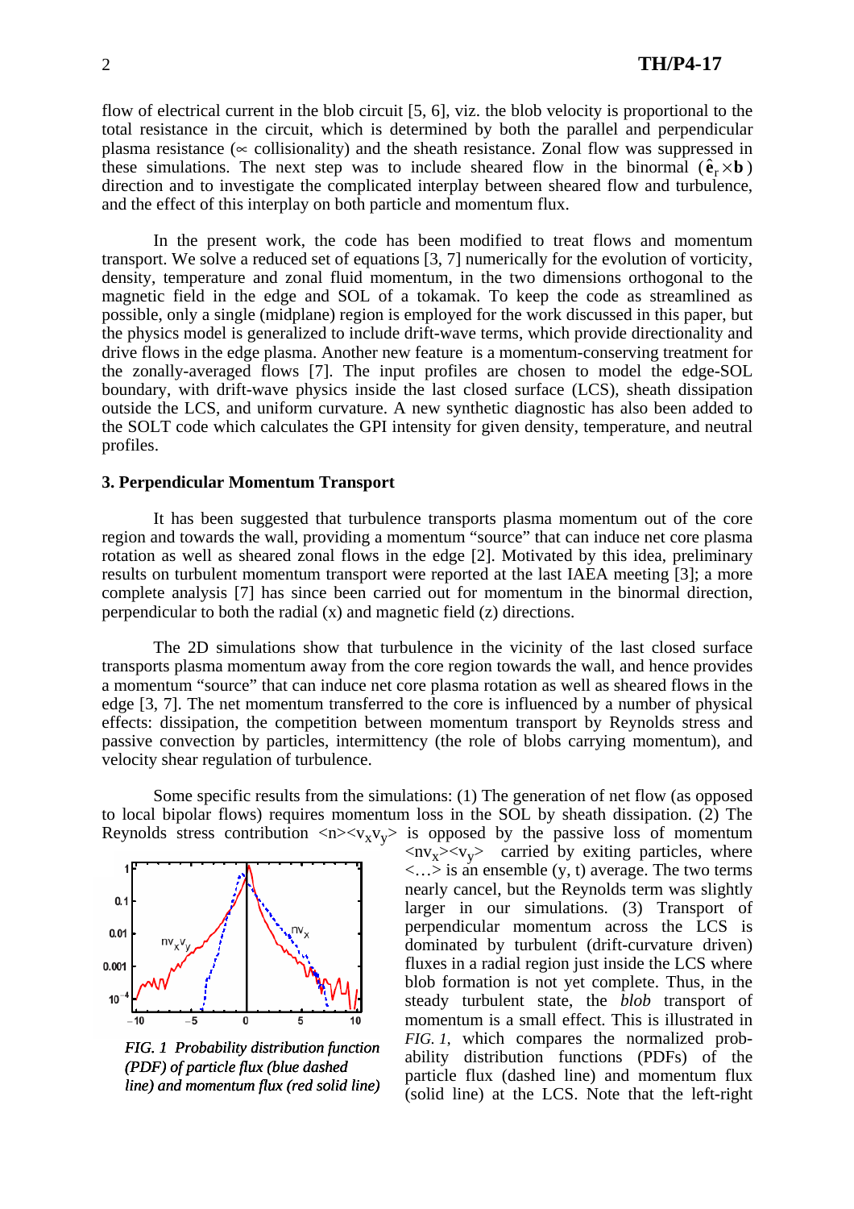flow of electrical current in the blob circuit [5, 6], viz. the blob velocity is proportional to the total resistance in the circuit, which is determined by both the parallel and perpendicular plasma resistance ($\propto$ collisionality) and the sheath resistance. Zonal flow was suppressed in these simulations. The next step was to include sheared flow in the binormal ($\hat{\mathbf{e}}_r \times \mathbf{b}$) direction and to investigate the complicated interplay between sheared flow and turbulence, and the effect of this interplay on both particle and momentum flux.

In the present work, the code has been modified to treat flows and momentum transport. We solve a reduced set of equations [3, 7] numerically for the evolution of vorticity, density, temperature and zonal fluid momentum, in the two dimensions orthogonal to the magnetic field in the edge and SOL of a tokamak. To keep the code as streamlined as possible, only a single (midplane) region is employed for the work discussed in this paper, but the physics model is generalized to include drift-wave terms, which provide directionality and drive flows in the edge plasma. Another new feature is a momentum-conserving treatment for the zonally-averaged flows [7]. The input profiles are chosen to model the edge-SOL boundary, with drift-wave physics inside the last closed surface (LCS), sheath dissipation outside the LCS, and uniform curvature. A new synthetic diagnostic has also been added to the SOLT code which calculates the GPI intensity for given density, temperature, and neutral profiles.

### 3. Perpendicular Momentum Transport

It has been suggested that turbulence transports plasma momentum out of the core region and towards the wall, providing a momentum "source" that can induce net core plasma rotation as well as sheared zonal flows in the edge [2]. Motivated by this idea, preliminary results on turbulent momentum transport were reported at the last IAEA meeting [3]; a more complete analysis [7] has since been carried out for momentum in the binormal direction, perpendicular to both the radial (x) and magnetic field (z) directions.

The 2D simulations show that turbulence in the vicinity of the last closed surface transports plasma momentum away from the core region towards the wall, and hence provides a momentum "source" that can induce net core plasma rotation as well as sheared flows in the edge [3, 7]. The net momentum transferred to the core is influenced by a number of physical effects: dissipation, the competition between momentum transport by Reynolds stress and passive convection by particles, intermittency (the role of blobs carrying momentum), and velocity shear regulation of turbulence.

Some specific results from the simulations: (1) The generation of net flow (as opposed to local bipolar flows) requires momentum loss in the SOL by sheath dissipation. (2) The Reynolds stress contribution $<n><v_x v_y>$ is opposed by the passive loss of momentum $<nv_x><v_y>$ carried by exiting particles, where $<\ldots>$ is an ensemble (y, t) average. The two terms nearly cancel, but the Reynolds term was slightly larger in our simulations. (3) Transport of perpendicular momentum across the LCS is dominated by turbulent (drift-curvature driven) fluxes in a radial region just inside the LCS where blob formation is not yet complete. Thus, in the steady turbulent state, the *blob* transport of momentum is a small effect. This is illustrated in *FIG. 1*, which compares the normalized probability distribution functions (PDFs) of the particle flux (dashed line) and momentum flux (solid line) at the LCS. Note that the left-right

1
0.1
0.01
0.001
$10^{-4}$
−10 −5 0 5 10
$nv_xv_y$
$nv_x$

*FIG. 1 Probability distribution function (PDF) of particle flux (blue dashed line) and momentum flux (red solid line)*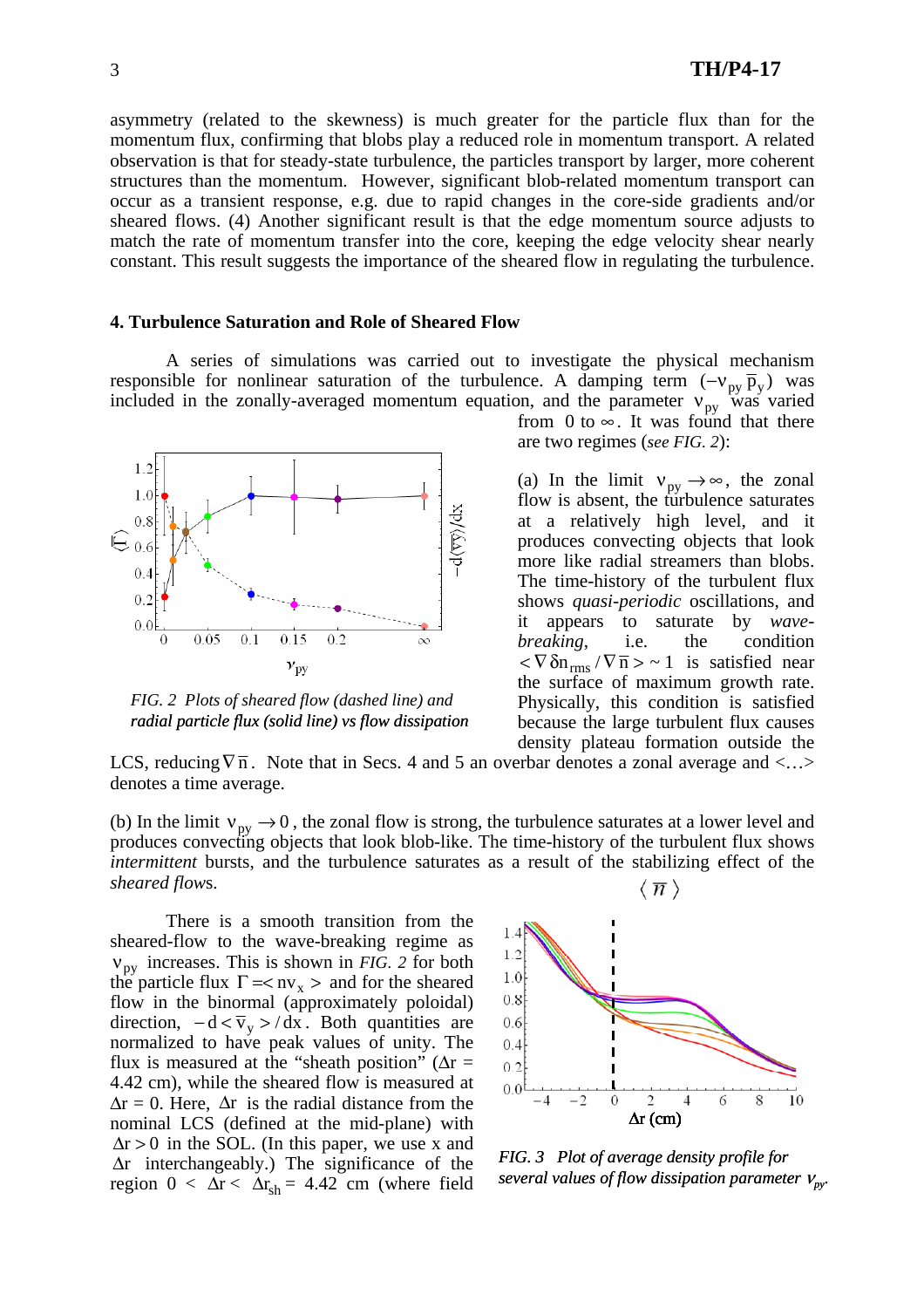asymmetry (related to the skewness) is much greater for the particle flux than for the momentum flux, confirming that blobs play a reduced role in momentum transport. A related observation is that for steady-state turbulence, the particles transport by larger, more coherent structures than the momentum. However, significant blob-related momentum transport can occur as a transient response, e.g. due to rapid changes in the core-side gradients and/or sheared flows. (4) Another significant result is that the edge momentum source adjusts to match the rate of momentum transfer into the core, keeping the edge velocity shear nearly constant. This result suggests the importance of the sheared flow in regulating the turbulence.

## 4. Turbulence Saturation and Role of Sheared Flow

A series of simulations was carried out to investigate the physical mechanism responsible for nonlinear saturation of the turbulence. A damping term $(-\nu_{py}\,\bar{p}_y)$ was included in the zonally-averaged momentum equation, and the parameter $\nu_{py}$ was varied from $0$ to $\infty$. It was found that there are two regimes (*see FIG. 2*):

⟨Γ⟩

−d⟨$\bar{v}_y$⟩/dx

1.2
1.0
0.8
0.6
0.4
0.2
0.0

0 0.05 0.1 0.15 0.2 ∞

$\nu_{py}$

*FIG. 2 Plots of sheared flow (dashed line) and radial particle flux (solid line) vs flow dissipation*

(a) In the limit $\nu_{py} \to \infty$, the zonal flow is absent, the turbulence saturates at a relatively high level, and it produces turbulent objects that look more like radial streamers than blobs. The time-history of the turbulent flux shows *quasi-periodic* oscillations, and it appears to saturate by *wave-breaking*, i.e. the condition $<\nabla\delta n_{rms}/\nabla\bar{n}> \sim 1$ is satisfied near the surface of maximum growth rate. Physically, this condition is satisfied because the large turbulent flux causes density plateau formation outside the LCS, reducing $\nabla\bar{n}$. Note that in Secs. 4 and 5 an overbar denotes a zonal average and <…> denotes a time average.

(b) In the limit $\nu_{py} \to 0$, the zonal flow is strong, the turbulence saturates at a lower level and produces convecting objects that look blob-like. The time-history of the turbulent flux shows *intermittent* bursts, and the turbulence saturates as a result of the stabilizing effect of the *sheared flows*.

There is a smooth transition from the sheared-flow to the wave-breaking regime as $\nu_{py}$ increases. This is shown in *FIG. 2* for both the particle flux $\Gamma = < n v_x >$ and for the sheared flow in the binormal (approximately poloidal) direction, $-d<\bar{v}_y>/dx$. Both quantities are normalized to have peak values of unity. The flux is measured at the "sheath position" ($\Delta r$ = 4.42 cm), while the sheared flow is measured at $\Delta r = 0$. Here, $\Delta r$ is the radial distance from the nominal LCS (defined at the mid-plane) with $\Delta r > 0$ in the SOL. (In this paper, we use x and $\Delta r$ interchangeably.) The significance of the region $0 < \Delta r < \Delta r_{sh} = 4.42$ cm (where field

⟨$\bar{n}$⟩

1.4
1.2
1.0
0.8
0.6
0.4
0.2
0.0

−4 −2 0 2 4 6 8 10

Δr (cm)

*FIG. 3 Plot of average density profile for several values of flow dissipation parameter $\nu_{py}$.*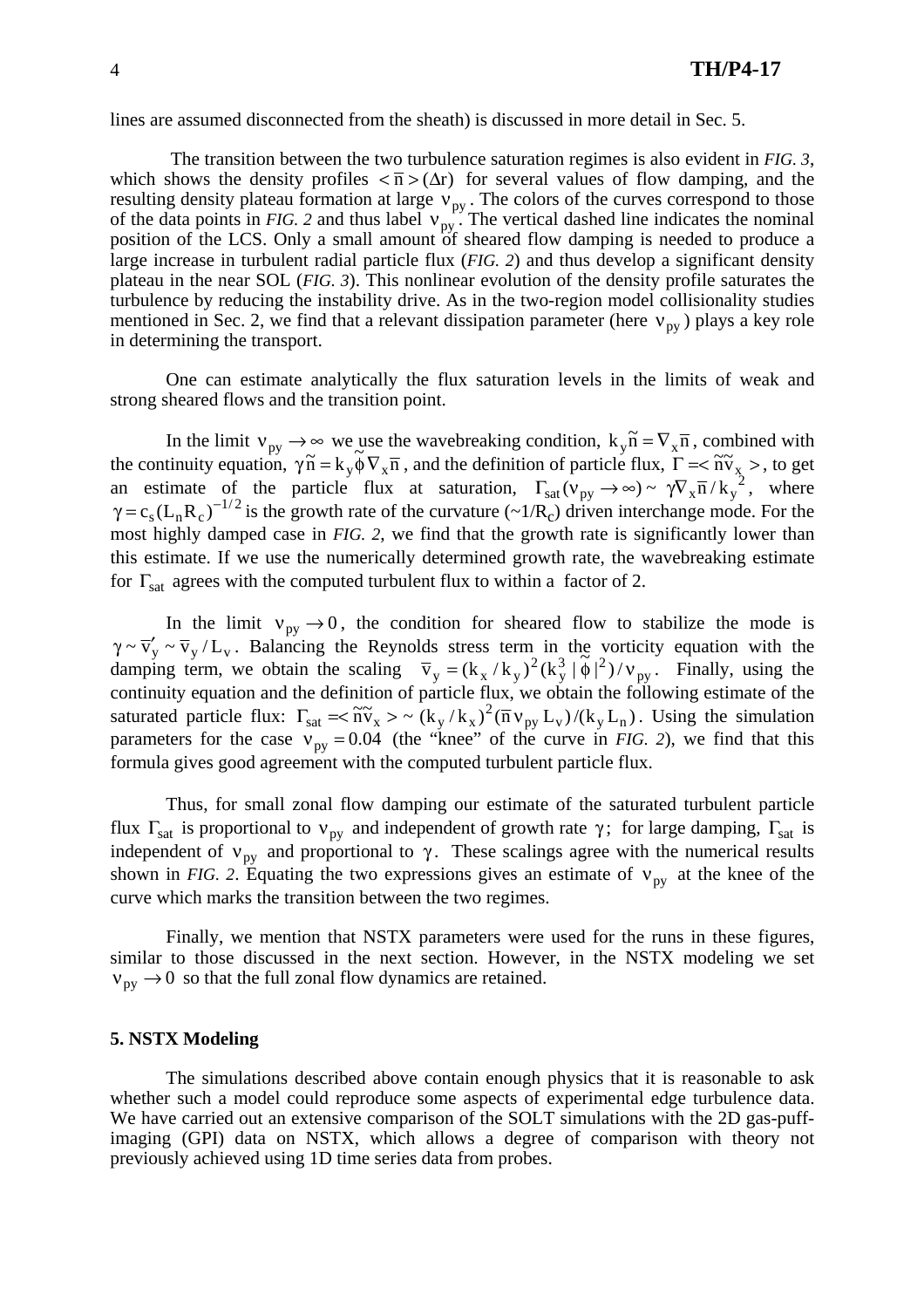lines are assumed disconnected from the sheath) is discussed in more detail in Sec. 5.

The transition between the two turbulence saturation regimes is also evident in *FIG. 3*, which shows the density profiles $<\bar{n}>(\Delta r)$ for several values of flow damping, and the resulting density plateau formation at large $\nu_{py}$. The colors of the curves correspond to those of the data points in *FIG. 2* and thus label $\nu_{py}$. The vertical dashed line indicates the nominal position of the LCS. Only a small amount of sheared flow damping is needed to produce a large increase in turbulent radial particle flux (*FIG. 2*) and thus develop a significant density plateau in the near SOL (*FIG. 3*). This nonlinear evolution of the density profile saturates the turbulence by reducing the instability drive. As in the two-region model collisionality studies mentioned in Sec. 2, we find that a relevant dissipation parameter (here $\nu_{py}$) plays a key role in determining the transport.

One can estimate analytically the flux saturation levels in the limits of weak and strong sheared flows and the transition point.

In the limit $\nu_{py} \to \infty$ we use the wavebreaking condition, $k_y \tilde{n} = \nabla_x \bar{n}$, combined with the continuity equation, $\gamma \tilde{n} = k_y \tilde{\phi} \nabla_x \bar{n}$, and the definition of particle flux, $\Gamma =< \tilde{n}\tilde{v}_x >$, to get an estimate of the particle flux at saturation, $\Gamma_{sat}(\nu_{py} \to \infty) \sim \gamma \nabla_x \bar{n} / k_y^{\,2}$, where $\gamma = c_s (L_n R_c)^{-1/2}$ is the growth rate of the curvature (~1/$R_c$) driven interchange mode. For the most highly damped case in *FIG. 2*, we find that the growth rate is significantly lower than this estimate. If we use the numerically determined growth rate, the wavebreaking estimate for $\Gamma_{sat}$ agrees with the computed turbulent flux to within a factor of 2.

In the limit $\nu_{py} \to 0$, the condition for sheared flow to stabilize the mode is $\gamma \sim \bar{v}'_y \sim \bar{v}_y / L_v$. Balancing the Reynolds stress term in the vorticity equation with the damping term, we obtain the scaling $\bar{v}_y = (k_x / k_y)^2 (k_y^3 \, |\tilde{\phi}|^2) / \nu_{py}$. Finally, using the continuity equation and the definition of particle flux, we obtain the following estimate of the saturated particle flux: $\Gamma_{sat} =< \tilde{n}\tilde{v}_x > \sim (k_y / k_x)^2 (\bar{n} \nu_{py} L_v)/(k_y L_n)$. Using the simulation parameters for the case $\nu_{py} = 0.04$ (the "knee" of the curve in *FIG. 2*), we find that this formula gives good agreement with the computed turbulent particle flux.

Thus, for small zonal flow damping our estimate of the saturated turbulent particle flux $\Gamma_{sat}$ is proportional to $\nu_{py}$ and independent of growth rate $\gamma$; for large damping, $\Gamma_{sat}$ is independent of $\nu_{py}$ and proportional to $\gamma$. These scalings agree with the numerical results shown in *FIG. 2*. Equating the two expressions gives an estimate of $\nu_{py}$ at the knee of the curve which marks the transition between the two regimes.

Finally, we mention that NSTX parameters were used for the runs in these figures, similar to those discussed in the next section. However, in the NSTX modeling we set $\nu_{py} \to 0$ so that the full zonal flow dynamics are retained.

## 5. NSTX Modeling

The simulations described above contain enough physics that it is reasonable to ask whether such a model could reproduce some aspects of experimental edge turbulence data. We have carried out an extensive comparison of the SOLT simulations with the 2D gas-puff-imaging (GPI) data on NSTX, which allows a degree of comparison with theory not previously achieved using 1D time series data from probes.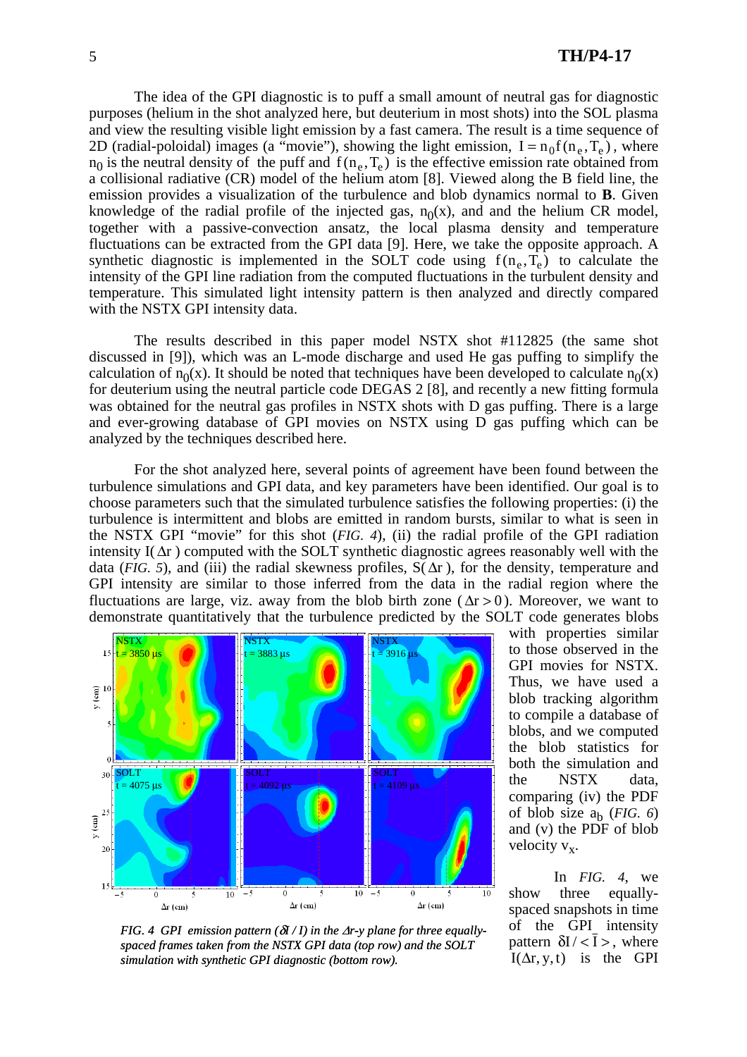The idea of the GPI diagnostic is to puff a small amount of neutral gas for diagnostic purposes (helium in the shot analyzed here, but deuterium in most shots) into the SOL plasma and view the resulting visible light emission by a fast camera. The result is a time sequence of 2D (radial-poloidal) images (a "movie"), showing the light emission, $I = n_0 f(n_e, T_e)$, where $n_0$ is the neutral density of the puff and $f(n_e, T_e)$ is the effective emission rate obtained from a collisional radiative (CR) model of the helium atom [8]. Viewed along the B field line, the emission provides a visualization of the turbulence and blob dynamics normal to **B**. Given knowledge of the radial profile of the injected gas, $n_0(x)$, and and the helium CR model, together with a passive-convection ansatz, the local plasma density and temperature fluctuations can be extracted from the GPI data [9]. Here, we take the opposite approach. A synthetic diagnostic is implemented in the SOLT code using $f(n_e, T_e)$ to calculate the intensity of the GPI line radiation from the computed fluctuations in the turbulent density and temperature. This simulated light intensity pattern is then analyzed and directly compared with the NSTX GPI intensity data.

The results described in this paper model NSTX shot #112825 (the same shot discussed in [9]), which was an L-mode discharge and used He gas puffing to simplify the calculation of $n_0(x)$. It should be noted that techniques have been developed to calculate $n_0(x)$ for deuterium using the neutral particle code DEGAS 2 [8], and recently a new fitting formula was obtained for the neutral gas profiles in NSTX shots with D gas puffing. There is a large and ever-growing database of GPI movies on NSTX using D gas puffing which can be analyzed by the techniques described here.

For the shot analyzed here, several points of agreement have been found between the turbulence simulations and GPI data, and key parameters have been identified. Our goal is to choose parameters such that the simulated turbulence satisfies the following properties: (i) the turbulence is intermittent and blobs are emitted in random bursts, similar to what is seen in the NSTX GPI "movie" for this shot (*FIG. 4*), (ii) the radial profile of the GPI radiation intensity $I(\Delta r)$ computed with the SOLT synthetic diagnostic agrees reasonably well with the data (*FIG. 5*), and (iii) the radial skewness profiles, $S(\Delta r)$, for the density, temperature and GPI intensity are similar to those inferred from the data in the radial region where the fluctuations are large, viz. away from the blob birth zone ($\Delta r > 0$). Moreover, we want to demonstrate quantitatively that the turbulence predicted by the SOLT code generates blobs with properties similar to those observed in the GPI movies for NSTX. Thus, we have used a blob tracking algorithm to compile a database of blobs, and we computed the blob statistics for both the simulation and the NSTX data, comparing (iv) the PDF of blob size $a_b$ (*FIG. 6*) and (v) the PDF of blob velocity $v_x$.

*FIG. 4 GPI emission pattern ($\delta I / I$) in the $\Delta r$-y plane for three equally-spaced frames taken from the NSTX GPI data (top row) and the SOLT simulation with synthetic GPI diagnostic (bottom row).*

In *FIG. 4*, we show three equally-spaced snapshots in time of the GPI intensity pattern $\delta I / < \bar{I} >$, where $I(\Delta r, y, t)$ is the GPI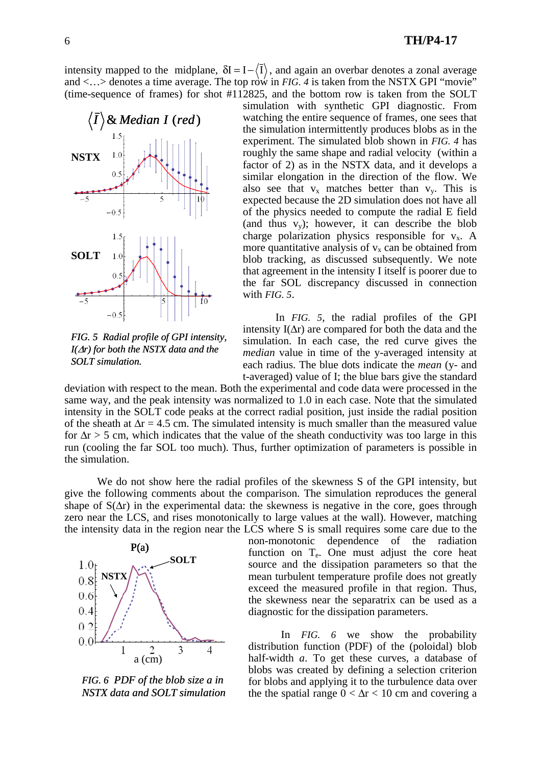intensity mapped to the midplane, $\delta I = I - \langle \bar{I} \rangle$, and again an overbar denotes a zonal average and <…> denotes a time average. The top row in *FIG. 4* is taken from the NSTX GPI "movie" (time-sequence of frames) for shot #112825, and the bottom row is taken from the SOLT simulation with synthetic GPI diagnostic. From watching the entire sequence of frames, one sees that the simulation intermittently produces blobs as in the experiment. The simulated blob shown in *FIG. 4* has roughly the same shape and radial velocity (within a factor of 2) as in the NSTX data, and it develops a similar elongation in the direction of the flow. We also see that $v_x$ matches better than $v_y$. This is expected because the 2D simulation does not have all of the physics needed to compute the radial E field (and thus $v_y$); however, it can describe the blob charge polarization physics responsible for $v_x$. A more quantitative analysis of $v_x$ can be obtained from blob tracking, as discussed subsequently. We note that agreement in the intensity I itself is poorer due to the far SOL discrepancy discussed in connection with *FIG. 5*.

*FIG. 5 Radial profile of GPI intensity, I(Δr) for both the NSTX data and the SOLT simulation.*

In *FIG. 5*, the radial profiles of the GPI intensity $I(\Delta r)$ are compared for both the data and the simulation. In each case, the red curve gives the *median* value in time of the y-averaged intensity at each radius. The blue dots indicate the *mean* (y- and t-averaged) value of I; the blue bars give the standard deviation with respect to the mean. Both the experimental and code data were processed in the same way, and the peak intensity was normalized to 1.0 in each case. Note that the simulated intensity in the SOLT code peaks at the correct radial position, just inside the radial position of the sheath at $\Delta r = 4.5$ cm. The simulated intensity is much smaller than the measured value for $\Delta r > 5$ cm, which indicates that the value of the sheath conductivity was too large in this run (cooling the far SOL too much). Thus, further optimization of parameters is possible in the simulation.

We do not show here the radial profiles of the skewness S of the GPI intensity, but give the following comments about the comparison. The simulation reproduces the general shape of $S(\Delta r)$ in the experimental data: the skewness is negative in the core, goes through zero near the LCS, and rises monotonically to large values at the wall). However, matching the intensity data in the region near the LCS where S is small requires some care due to the non-monotonic dependence of the radiation function on $T_e$. One must adjust the core heat source and the dissipation parameters so that the mean turbulent temperature profile does not greatly exceed the measured profile in that region. Thus, the skewness near the separatrix can be used as a diagnostic for the dissipation parameters.

*FIG. 6 PDF of the blob size a in NSTX data and SOLT simulation*

In *FIG. 6* we show the probability distribution function (PDF) of the (poloidal) blob half-width *a*. To get these curves, a database of blobs was created by defining a selection criterion for blobs and applying it to the turbulence data over the the spatial range $0 < \Delta r < 10$ cm and covering a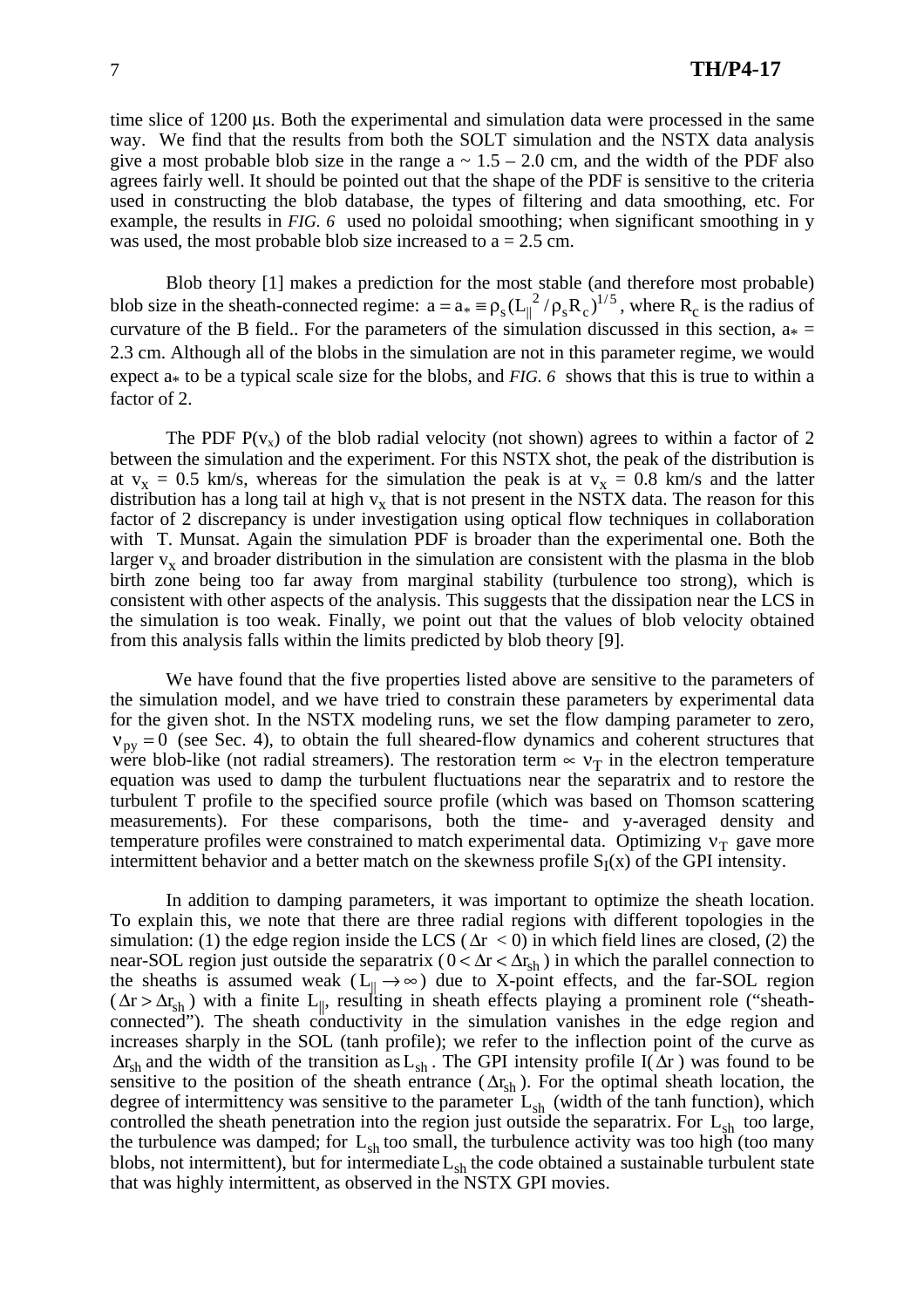time slice of 1200 μs. Both the experimental and simulation data were processed in the same way. We find that the results from both the SOLT simulation and the NSTX data analysis give a most probable blob size in the range a ~ 1.5 – 2.0 cm, and the width of the PDF also agrees fairly well. It should be pointed out that the shape of the PDF is sensitive to the criteria used in constructing the blob database, the types of filtering and data smoothing, etc. For example, the results in *FIG. 6* used no poloidal smoothing; when significant smoothing in y was used, the most probable blob size increased to a = 2.5 cm.

Blob theory [1] makes a prediction for the most stable (and therefore most probable) blob size in the sheath-connected regime: $a = a_* \equiv \rho_s (L_\parallel{}^2/\rho_s R_c)^{1/5}$, where $R_c$ is the radius of curvature of the B field.. For the parameters of the simulation discussed in this section, $a_*$ = 2.3 cm. Although all of the blobs in the simulation are not in this parameter regime, we would expect $a_*$ to be a typical scale size for the blobs, and *FIG. 6* shows that this is true to within a factor of 2.

The PDF $P(v_x)$ of the blob radial velocity (not shown) agrees to within a factor of 2 between the simulation and the experiment. For this NSTX shot, the peak of the distribution is at $v_x$ = 0.5 km/s, whereas for the simulation the peak is at $v_x$ = 0.8 km/s and the latter distribution has a long tail at high $v_x$ that is not present in the NSTX data. The reason for this factor of 2 discrepancy is under investigation using optical flow techniques in collaboration with T. Munsat. Again the simulation PDF is broader than the experimental one. Both the larger $v_x$ and broader distribution in the simulation are consistent with the plasma in the blob birth zone being too far away from marginal stability (turbulence too strong), which is consistent with other aspects of the analysis. This suggests that the dissipation near the LCS in the simulation is too weak. Finally, we point out that the values of blob velocity obtained from this analysis falls within the limits predicted by blob theory [9].

We have found that the five properties listed above are sensitive to the parameters of the simulation model, and we have tried to constrain these parameters by experimental data for the given shot. In the NSTX modeling runs, we set the flow damping parameter to zero, $\nu_{py} = 0$ (see Sec. 4), to obtain the full sheared-flow dynamics and coherent structures that were blob-like (not radial streamers). The restoration term $\propto \nu_T$ in the electron temperature equation was used to damp the turbulent fluctuations near the separatrix and to restore the turbulent T profile to the specified source profile (which was based on Thomson scattering measurements). For these comparisons, both the time- and y-averaged density and temperature profiles were constrained to match experimental data. Optimizing $\nu_T$ gave more intermittent behavior and a better match on the skewness profile $S_I(x)$ of the GPI intensity.

In addition to damping parameters, it was important to optimize the sheath location. To explain this, we note that there are three radial regions with different topologies in the simulation: (1) the edge region inside the LCS ($\Delta r < 0$) in which field lines are closed, (2) the near-SOL region just outside the separatrix ($0 < \Delta r < \Delta r_{sh}$) in which the parallel connection to the sheaths is assumed weak ($L_\parallel \to \infty$) due to X-point effects, and the far-SOL region ($\Delta r > \Delta r_{sh}$) with a finite $L_\parallel$, resulting in sheath effects playing a prominent role ("sheath-connected"). The sheath conductivity in the simulation vanishes in the edge region and increases sharply in the SOL (tanh profile); we refer to the inflection point of the curve as $\Delta r_{sh}$ and the width of the transition as $L_{sh}$. The GPI intensity profile $I(\Delta r)$ was found to be sensitive to the position of the sheath entrance ($\Delta r_{sh}$). For the optimal sheath location, the degree of intermittency was sensitive to the parameter $L_{sh}$ (width of the tanh function), which controlled the sheath penetration into the region just outside the separatrix. For $L_{sh}$ too large, the turbulence was damped; for $L_{sh}$ too small, the turbulence activity was too high (too many blobs, not intermittent), but for intermediate $L_{sh}$ the code obtained a sustainable turbulent state that was highly intermittent, as observed in the NSTX GPI movies.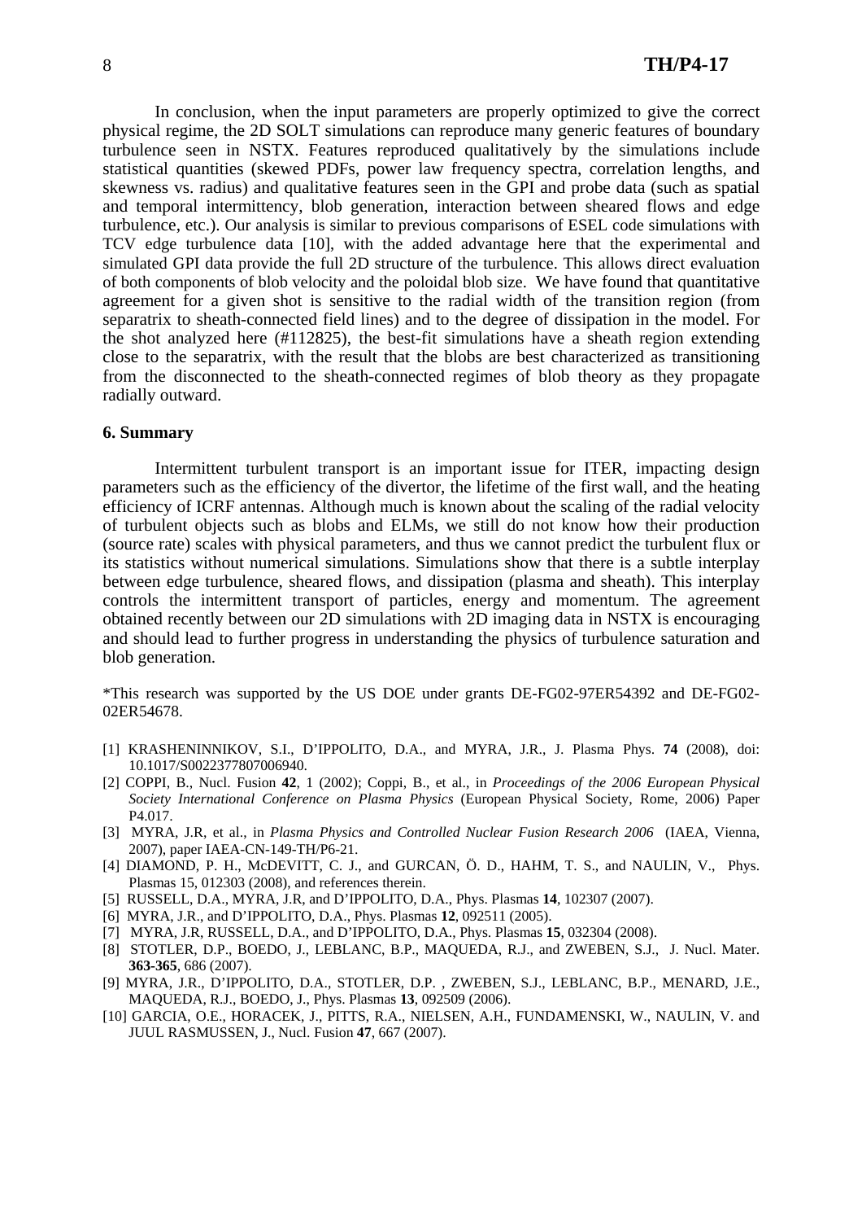In conclusion, when the input parameters are properly optimized to give the correct physical regime, the 2D SOLT simulations can reproduce many generic features of boundary turbulence seen in NSTX. Features reproduced qualitatively by the simulations include statistical quantities (skewed PDFs, power law frequency spectra, correlation lengths, and skewness vs. radius) and qualitative features seen in the GPI and probe data (such as spatial and temporal intermittency, blob generation, interaction between sheared flows and edge turbulence, etc.). Our analysis is similar to previous comparisons of ESEL code simulations with TCV edge turbulence data [10], with the added advantage here that the experimental and simulated GPI data provide the full 2D structure of the turbulence. This allows direct evaluation of both components of blob velocity and the poloidal blob size. We have found that quantitative agreement for a given shot is sensitive to the radial width of the transition region (from separatrix to sheath-connected field lines) and to the degree of dissipation in the model. For the shot analyzed here (#112825), the best-fit simulations have a sheath region extending close to the separatrix, with the result that the blobs are best characterized as transitioning from the disconnected to the sheath-connected regimes of blob theory as they propagate radially outward.

## 6. Summary

Intermittent turbulent transport is an important issue for ITER, impacting design parameters such as the efficiency of the divertor, the lifetime of the first wall, and the heating efficiency of ICRF antennas. Although much is known about the scaling of the radial velocity of turbulent objects such as blobs and ELMs, we still do not know how their production (source rate) scales with physical parameters, and thus we cannot predict the turbulent flux or its statistics without numerical simulations. Simulations show that there is a subtle interplay between edge turbulence, sheared flows, and dissipation (plasma and sheath). This interplay controls the intermittent transport of particles, energy and momentum. The agreement obtained recently between our 2D simulations with 2D imaging data in NSTX is encouraging and should lead to further progress in understanding the physics of turbulence saturation and blob generation.

*This research was supported by the US DOE under grants DE-FG02-97ER54392 and DE-FG02-02ER54678.

- [1] KRASHENINNIKOV, S.I., D'IPPOLITO, D.A., and MYRA, J.R., J. Plasma Phys. **74** (2008), doi: 10.1017/S0022377807006940.
- [2] COPPI, B., Nucl. Fusion **42**, 1 (2002); Coppi, B., et al., in *Proceedings of the 2006 European Physical Society International Conference on Plasma Physics* (European Physical Society, Rome, 2006) Paper P4.017.
- [3] MYRA, J.R, et al., in *Plasma Physics and Controlled Nuclear Fusion Research 2006* (IAEA, Vienna, 2007), paper IAEA-CN-149-TH/P6-21.
- [4] DIAMOND, P. H., McDEVITT, C. J., and GURCAN, Ö. D., HAHM, T. S., and NAULIN, V., Phys. Plasmas 15, 012303 (2008), and references therein.
- [5] RUSSELL, D.A., MYRA, J.R, and D'IPPOLITO, D.A., Phys. Plasmas **14**, 102307 (2007).
- [6] MYRA, J.R., and D'IPPOLITO, D.A., Phys. Plasmas **12**, 092511 (2005).
- [7] MYRA, J.R, RUSSELL, D.A., and D'IPPOLITO, D.A., Phys. Plasmas **15**, 032304 (2008).
- [8] STOTLER, D.P., BOEDO, J., LEBLANC, B.P., MAQUEDA, R.J., and ZWEBEN, S.J., J. Nucl. Mater. **363-365**, 686 (2007).
- [9] MYRA, J.R., D'IPPOLITO, D.A., STOTLER, D.P. , ZWEBEN, S.J., LEBLANC, B.P., MENARD, J.E., MAQUEDA, R.J., BOEDO, J., Phys. Plasmas **13**, 092509 (2006).
- [10] GARCIA, O.E., HORACEK, J., PITTS, R.A., NIELSEN, A.H., FUNDAMENSKI, W., NAULIN, V. and JUUL RASMUSSEN, J., Nucl. Fusion **47**, 667 (2007).